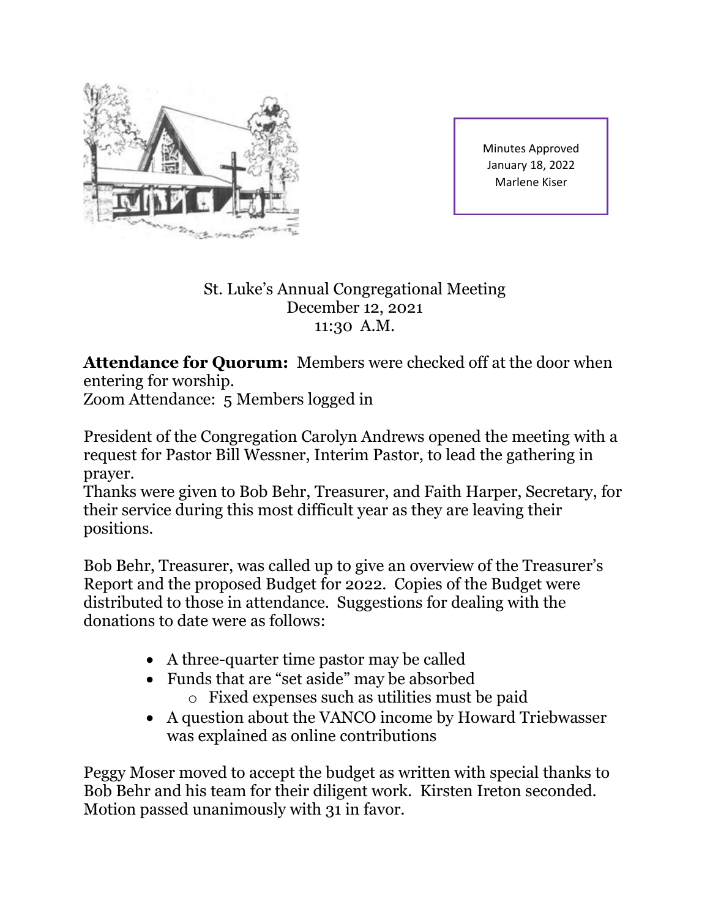Minutes Approved
January 18, 2022
Marlene Kiser

St. Luke's Annual Congregational Meeting
December 12, 2021
11:30 A.M.

**Attendance for Quorum:** Members were checked off at the door when entering for worship.
Zoom Attendance: 5 Members logged in

President of the Congregation Carolyn Andrews opened the meeting with a request for Pastor Bill Wessner, Interim Pastor, to lead the gathering in prayer.
Thanks were given to Bob Behr, Treasurer, and Faith Harper, Secretary, for their service during this most difficult year as they are leaving their positions.

Bob Behr, Treasurer, was called up to give an overview of the Treasurer's Report and the proposed Budget for 2022. Copies of the Budget were distributed to those in attendance. Suggestions for dealing with the donations to date were as follows:

- A three-quarter time pastor may be called
- Funds that are "set aside" may be absorbed
  - Fixed expenses such as utilities must be paid
- A question about the VANCO income by Howard Triebwasser was explained as online contributions

Peggy Moser moved to accept the budget as written with special thanks to Bob Behr and his team for their diligent work. Kirsten Ireton seconded. Motion passed unanimously with 31 in favor.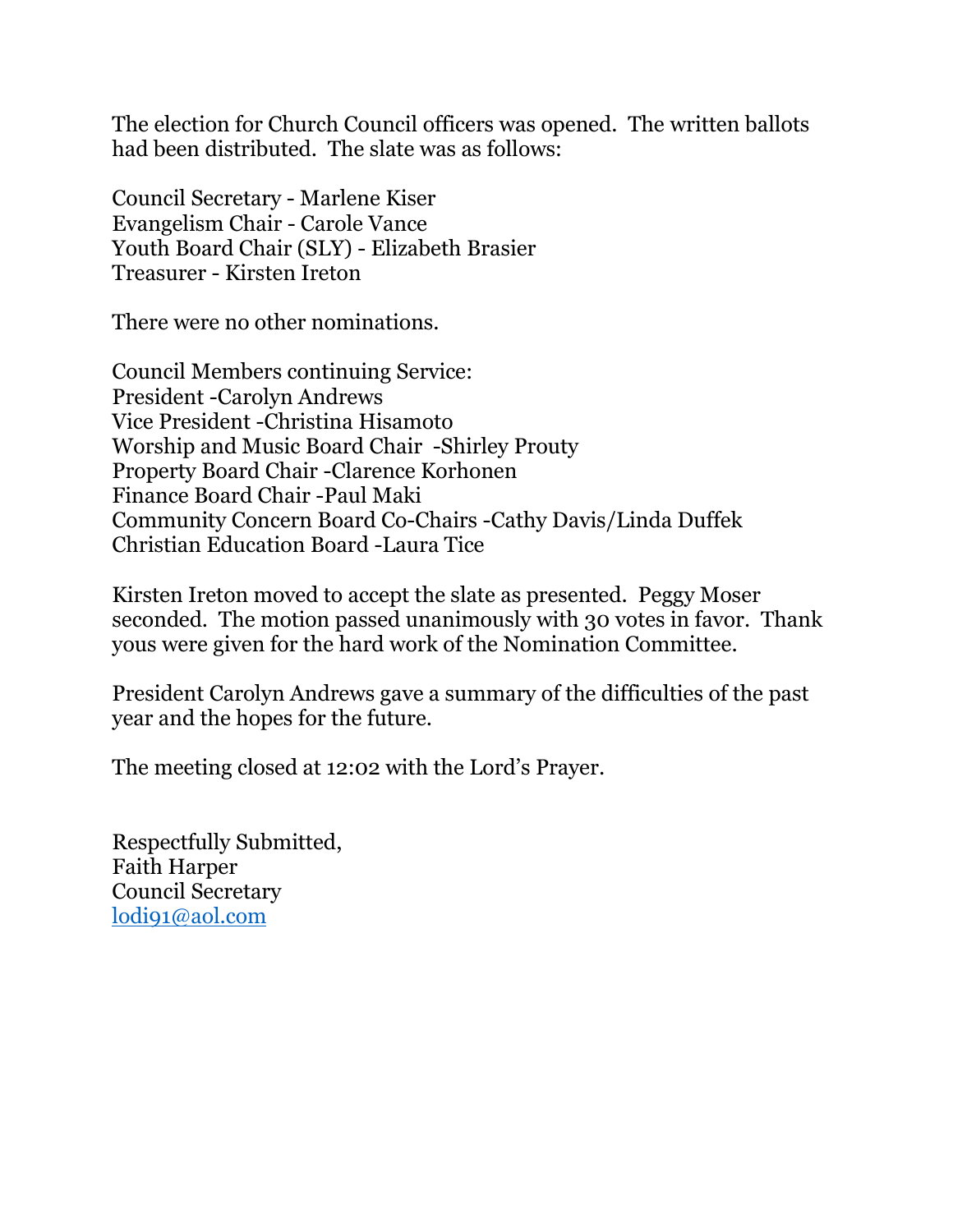The election for Church Council officers was opened. The written ballots had been distributed. The slate was as follows:

Council Secretary - Marlene Kiser
Evangelism Chair - Carole Vance
Youth Board Chair (SLY) - Elizabeth Brasier
Treasurer - Kirsten Ireton

There were no other nominations.

Council Members continuing Service:
President -Carolyn Andrews
Vice President -Christina Hisamoto
Worship and Music Board Chair -Shirley Prouty
Property Board Chair -Clarence Korhonen
Finance Board Chair -Paul Maki
Community Concern Board Co-Chairs -Cathy Davis/Linda Duffek
Christian Education Board -Laura Tice

Kirsten Ireton moved to accept the slate as presented. Peggy Moser seconded. The motion passed unanimously with 30 votes in favor. Thank yous were given for the hard work of the Nomination Committee.

President Carolyn Andrews gave a summary of the difficulties of the past year and the hopes for the future.

The meeting closed at 12:02 with the Lord's Prayer.

Respectfully Submitted,
Faith Harper
Council Secretary
lodi91@aol.com